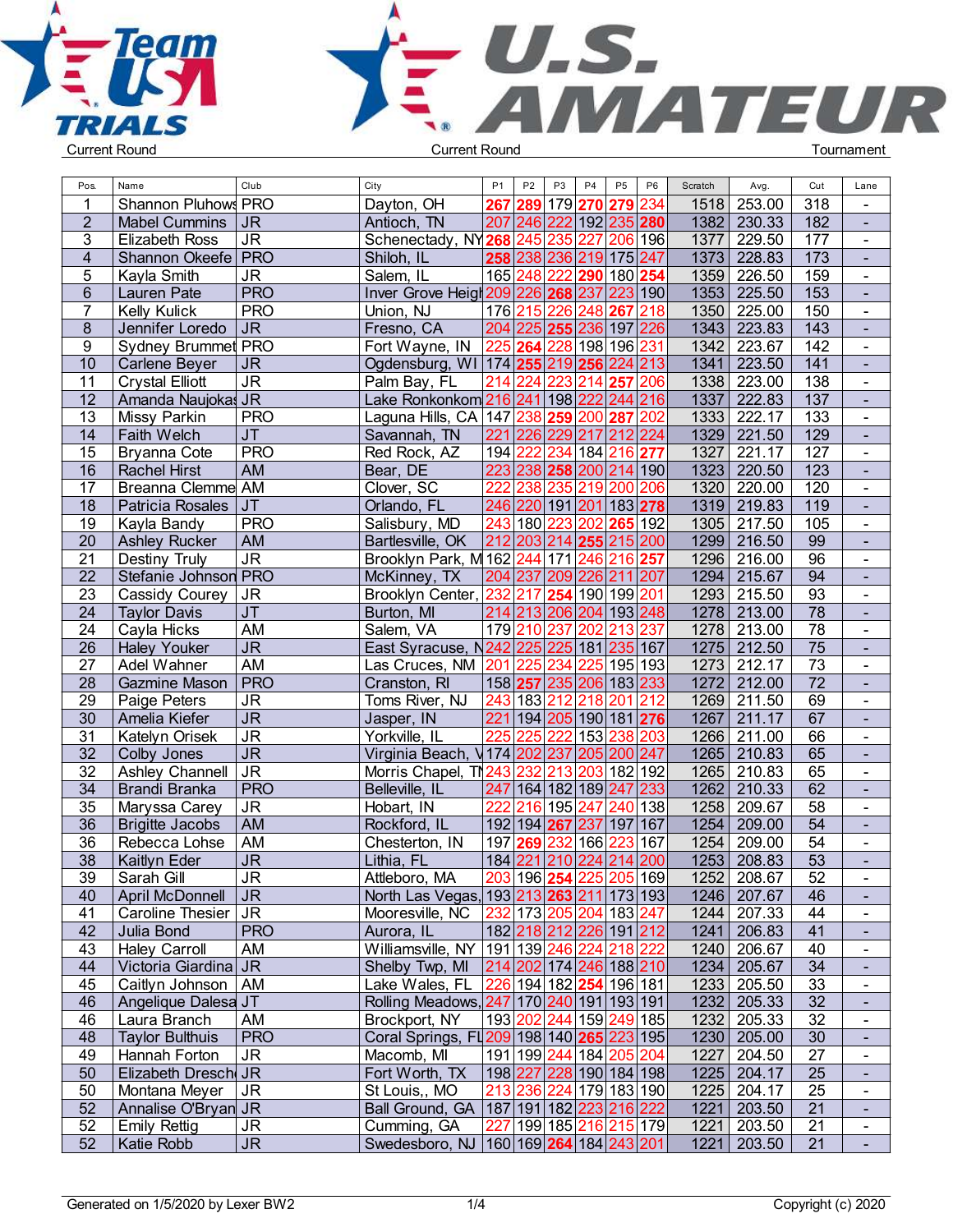Team USA TRIALS

U.S. AMATEUR

Current Round | Current Round | Tournament

| Pos. | Name | Club | City | P1 | P2 | P3 | P4 | P5 | P6 | Scratch | Avg. | Cut | Lane |
|---|---|---|---|---|---|---|---|---|---|---|---|---|---|
| 1 | Shannon Pluhows | PRO | Dayton, OH | 267 | 289 | 179 | 270 | 279 | 234 | 1518 | 253.00 | 318 | - |
| 2 | Mabel Cummins | JR | Antioch, TN | 207 | 246 | 222 | 192 | 235 | 280 | 1382 | 230.33 | 182 | - |
| 3 | Elizabeth Ross | JR | Schenectady, NY | 268 | 245 | 235 | 227 | 206 | 196 | 1377 | 229.50 | 177 | - |
| 4 | Shannon Okeefe | PRO | Shiloh, IL | 258 | 238 | 236 | 219 | 175 | 247 | 1373 | 228.83 | 173 | - |
| 5 | Kayla Smith | JR | Salem, IL | 165 | 248 | 222 | 290 | 180 | 254 | 1359 | 226.50 | 159 | - |
| 6 | Lauren Pate | PRO | Inver Grove Heig | 209 | 226 | 268 | 237 | 223 | 190 | 1353 | 225.50 | 153 | - |
| 7 | Kelly Kulick | PRO | Union, NJ | 176 | 215 | 226 | 248 | 267 | 218 | 1350 | 225.00 | 150 | - |
| 8 | Jennifer Loredo | JR | Fresno, CA | 204 | 225 | 255 | 236 | 197 | 226 | 1343 | 223.83 | 143 | - |
| 9 | Sydney Brummet | PRO | Fort Wayne, IN | 225 | 264 | 228 | 198 | 196 | 231 | 1342 | 223.67 | 142 | - |
| 10 | Carlene Beyer | JR | Ogdensburg, WI | 174 | 255 | 219 | 256 | 224 | 213 | 1341 | 223.50 | 141 | - |
| 11 | Crystal Elliott | JR | Palm Bay, FL | 214 | 224 | 223 | 214 | 257 | 206 | 1338 | 223.00 | 138 | - |
| 12 | Amanda Naujokas | JR | Lake Ronkonkom | 216 | 241 | 198 | 222 | 244 | 216 | 1337 | 222.83 | 137 | - |
| 13 | Missy Parkin | PRO | Laguna Hills, CA | 147 | 238 | 259 | 200 | 287 | 202 | 1333 | 222.17 | 133 | - |
| 14 | Faith Welch | JT | Savannah, TN | 221 | 226 | 229 | 217 | 212 | 224 | 1329 | 221.50 | 129 | - |
| 15 | Bryanna Cote | PRO | Red Rock, AZ | 194 | 222 | 234 | 184 | 216 | 277 | 1327 | 221.17 | 127 | - |
| 16 | Rachel Hirst | AM | Bear, DE | 223 | 238 | 258 | 200 | 214 | 190 | 1323 | 220.50 | 123 | - |
| 17 | Breanna Clemme | AM | Clover, SC | 222 | 238 | 235 | 219 | 200 | 206 | 1320 | 220.00 | 120 | - |
| 18 | Patricia Rosales | JT | Orlando, FL | 246 | 220 | 191 | 201 | 183 | 278 | 1319 | 219.83 | 119 | - |
| 19 | Kayla Bandy | PRO | Salisbury, MD | 243 | 180 | 223 | 202 | 265 | 192 | 1305 | 217.50 | 105 | - |
| 20 | Ashley Rucker | AM | Bartlesville, OK | 212 | 203 | 214 | 255 | 215 | 200 | 1299 | 216.50 | 99 | - |
| 21 | Destiny Truly | JR | Brooklyn Park, M | 162 | 244 | 171 | 246 | 216 | 257 | 1296 | 216.00 | 96 | - |
| 22 | Stefanie Johnson | PRO | McKinney, TX | 204 | 237 | 209 | 226 | 211 | 207 | 1294 | 215.67 | 94 | - |
| 23 | Cassidy Courey | JR | Brooklyn Center, | 232 | 217 | 254 | 190 | 199 | 201 | 1293 | 215.50 | 93 | - |
| 24 | Taylor Davis | JT | Burton, MI | 214 | 213 | 206 | 204 | 193 | 248 | 1278 | 213.00 | 78 | - |
| 24 | Cayla Hicks | AM | Salem, VA | 179 | 210 | 237 | 202 | 213 | 237 | 1278 | 213.00 | 78 | - |
| 26 | Haley Youker | JR | East Syracuse, N | 242 | 225 | 225 | 181 | 235 | 167 | 1275 | 212.50 | 75 | - |
| 27 | Adel Wahner | AM | Las Cruces, NM | 201 | 225 | 234 | 225 | 195 | 193 | 1273 | 212.17 | 73 | - |
| 28 | Gazmine Mason | PRO | Cranston, RI | 158 | 257 | 235 | 206 | 183 | 233 | 1272 | 212.00 | 72 | - |
| 29 | Paige Peters | JR | Toms River, NJ | 243 | 183 | 212 | 218 | 201 | 212 | 1269 | 211.50 | 69 | - |
| 30 | Amelia Kiefer | JR | Jasper, IN | 221 | 194 | 205 | 190 | 181 | 276 | 1267 | 211.17 | 67 | - |
| 31 | Katelyn Orisek | JR | Yorkville, IL | 225 | 225 | 222 | 153 | 238 | 203 | 1266 | 211.00 | 66 | - |
| 32 | Colby Jones | JR | Virginia Beach, V | 174 | 202 | 237 | 205 | 200 | 247 | 1265 | 210.83 | 65 | - |
| 32 | Ashley Channell | JR | Morris Chapel, TN | 243 | 232 | 213 | 203 | 182 | 192 | 1265 | 210.83 | 65 | - |
| 34 | Brandi Branka | PRO | Belleville, IL | 247 | 164 | 182 | 189 | 247 | 233 | 1262 | 210.33 | 62 | - |
| 35 | Maryssa Carey | JR | Hobart, IN | 222 | 216 | 195 | 247 | 240 | 138 | 1258 | 209.67 | 58 | - |
| 36 | Brigitte Jacobs | AM | Rockford, IL | 192 | 194 | 267 | 237 | 197 | 167 | 1254 | 209.00 | 54 | - |
| 36 | Rebecca Lohse | AM | Chesterton, IN | 197 | 269 | 232 | 166 | 223 | 167 | 1254 | 209.00 | 54 | - |
| 38 | Kaitlyn Eder | JR | Lithia, FL | 184 | 221 | 210 | 224 | 214 | 200 | 1253 | 208.83 | 53 | - |
| 39 | Sarah Gill | JR | Attleboro, MA | 203 | 196 | 254 | 225 | 205 | 169 | 1252 | 208.67 | 52 | - |
| 40 | April McDonnell | JR | North Las Vegas, | 193 | 213 | 263 | 211 | 173 | 193 | 1246 | 207.67 | 46 | - |
| 41 | Caroline Thesier | JR | Mooresville, NC | 232 | 173 | 205 | 204 | 183 | 247 | 1244 | 207.33 | 44 | - |
| 42 | Julia Bond | PRO | Aurora, IL | 182 | 218 | 212 | 226 | 191 | 212 | 1241 | 206.83 | 41 | - |
| 43 | Haley Carroll | AM | Williamsville, NY | 191 | 139 | 246 | 224 | 218 | 222 | 1240 | 206.67 | 40 | - |
| 44 | Victoria Giardina | JR | Shelby Twp, MI | 214 | 202 | 174 | 246 | 188 | 210 | 1234 | 205.67 | 34 | - |
| 45 | Caitlyn Johnson | AM | Lake Wales, FL | 226 | 194 | 182 | 254 | 196 | 181 | 1233 | 205.50 | 33 | - |
| 46 | Angelique Dalesa | JT | Rolling Meadows, | 247 | 170 | 240 | 191 | 193 | 191 | 1232 | 205.33 | 32 | - |
| 46 | Laura Branch | AM | Brockport, NY | 193 | 202 | 244 | 159 | 249 | 185 | 1232 | 205.33 | 32 | - |
| 48 | Taylor Bulthuis | PRO | Coral Springs, FL | 209 | 198 | 140 | 265 | 223 | 195 | 1230 | 205.00 | 30 | - |
| 49 | Hannah Forton | JR | Macomb, MI | 191 | 199 | 244 | 184 | 205 | 204 | 1227 | 204.50 | 27 | - |
| 50 | Elizabeth Dresch | JR | Fort Worth, TX | 198 | 227 | 228 | 190 | 184 | 198 | 1225 | 204.17 | 25 | - |
| 50 | Montana Meyer | JR | St Louis,, MO | 213 | 236 | 224 | 179 | 183 | 190 | 1225 | 204.17 | 25 | - |
| 52 | Annalise O'Bryan | JR | Ball Ground, GA | 187 | 191 | 182 | 223 | 216 | 222 | 1221 | 203.50 | 21 | - |
| 52 | Emily Rettig | JR | Cumming, GA | 227 | 199 | 185 | 216 | 215 | 179 | 1221 | 203.50 | 21 | - |
| 52 | Katie Robb | JR | Swedesboro, NJ | 160 | 169 | 264 | 184 | 243 | 201 | 1221 | 203.50 | 21 | - |

Generated on 1/5/2020 by Lexer BW2 | Copyright (c) 2020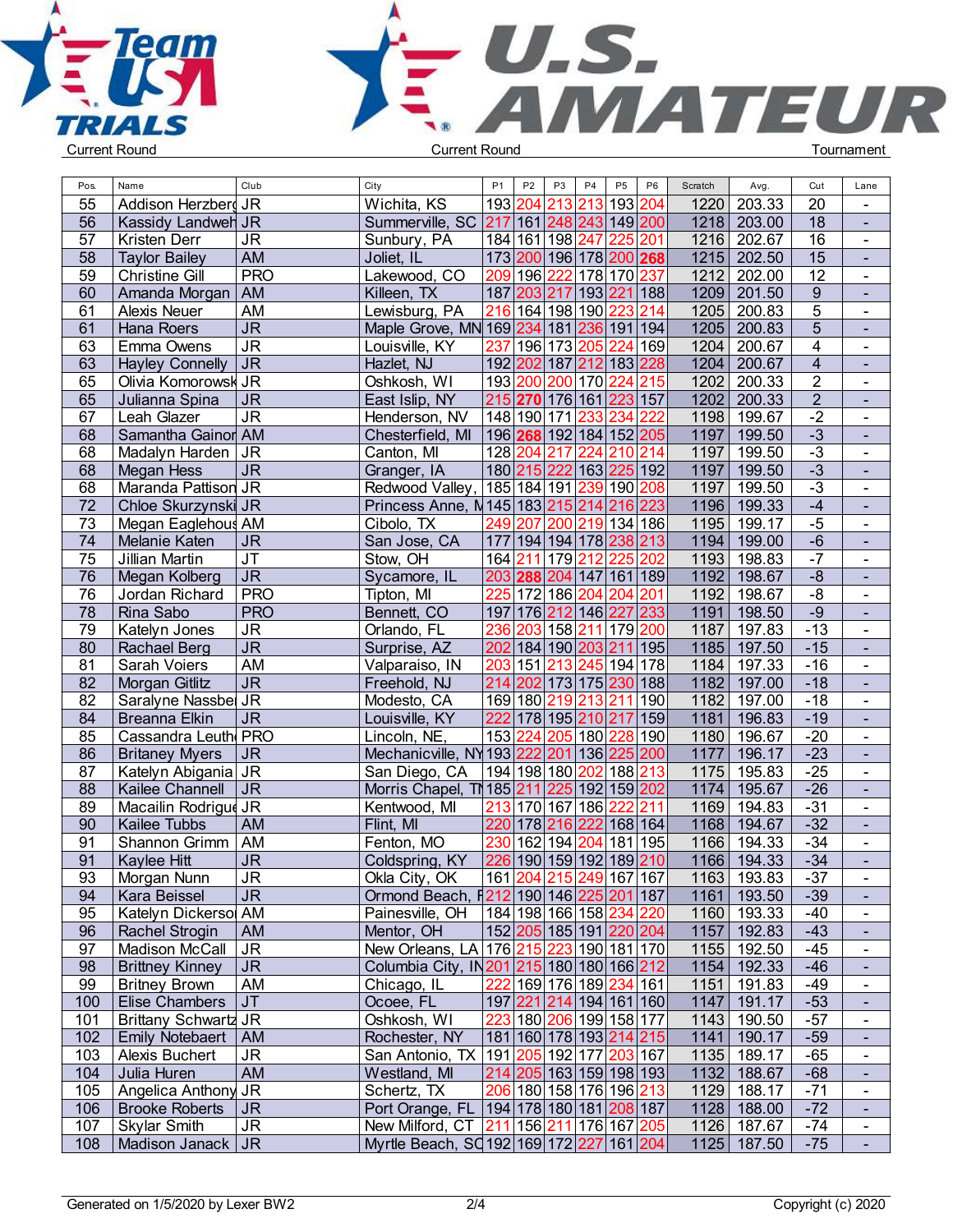Current Round | Current Round | Tournament

| Pos. | Name | Club | City | P1 | P2 | P3 | P4 | P5 | P6 | Scratch | Avg. | Cut | Lane |
|---|---|---|---|---|---|---|---|---|---|---|---|---|---|
| 55 | Addison Herzberg | JR | Wichita, KS | 193 | 204 | 213 | 213 | 193 | 204 | 1220 | 203.33 | 20 | - |
| 56 | Kassidy Landwehr | JR | Summerville, SC | 217 | 161 | 248 | 243 | 149 | 200 | 1218 | 203.00 | 18 | - |
| 57 | Kristen Derr | JR | Sunbury, PA | 184 | 161 | 198 | 247 | 225 | 201 | 1216 | 202.67 | 16 | - |
| 58 | Taylor Bailey | AM | Joliet, IL | 173 | 200 | 196 | 178 | 200 | 268 | 1215 | 202.50 | 15 | - |
| 59 | Christine Gill | PRO | Lakewood, CO | 209 | 196 | 222 | 178 | 170 | 237 | 1212 | 202.00 | 12 | - |
| 60 | Amanda Morgan | AM | Killeen, TX | 187 | 203 | 217 | 193 | 221 | 188 | 1209 | 201.50 | 9 | - |
| 61 | Alexis Neuer | AM | Lewisburg, PA | 216 | 164 | 198 | 190 | 223 | 214 | 1205 | 200.83 | 5 | - |
| 61 | Hana Roers | JR | Maple Grove, MN | 169 | 234 | 181 | 236 | 191 | 194 | 1205 | 200.83 | 5 | - |
| 63 | Emma Owens | JR | Louisville, KY | 237 | 196 | 173 | 205 | 224 | 169 | 1204 | 200.67 | 4 | - |
| 63 | Hayley Connelly | JR | Hazlet, NJ | 192 | 202 | 187 | 212 | 183 | 228 | 1204 | 200.67 | 4 | - |
| 65 | Olivia Komorowski | JR | Oshkosh, WI | 193 | 200 | 200 | 170 | 224 | 215 | 1202 | 200.33 | 2 | - |
| 65 | Julianna Spina | JR | East Islip, NY | 215 | 270 | 176 | 161 | 223 | 157 | 1202 | 200.33 | 2 | - |
| 67 | Leah Glazer | JR | Henderson, NV | 148 | 190 | 171 | 233 | 234 | 222 | 1198 | 199.67 | -2 | - |
| 68 | Samantha Gainor | AM | Chesterfield, MI | 196 | 268 | 192 | 184 | 152 | 205 | 1197 | 199.50 | -3 | - |
| 68 | Madalyn Harden | JR | Canton, MI | 128 | 204 | 217 | 224 | 210 | 214 | 1197 | 199.50 | -3 | - |
| 68 | Megan Hess | JR | Granger, IA | 180 | 215 | 222 | 163 | 225 | 192 | 1197 | 199.50 | -3 | - |
| 68 | Maranda Pattison | JR | Redwood Valley, | 185 | 184 | 191 | 239 | 190 | 208 | 1197 | 199.50 | -3 | - |
| 72 | Chloe Skurzynski | JR | Princess Anne, M | 145 | 183 | 215 | 214 | 216 | 223 | 1196 | 199.33 | -4 | - |
| 73 | Megan Eaglehouse | AM | Cibolo, TX | 249 | 207 | 200 | 219 | 134 | 186 | 1195 | 199.17 | -5 | - |
| 74 | Melanie Katen | JR | San Jose, CA | 177 | 194 | 194 | 178 | 238 | 213 | 1194 | 199.00 | -6 | - |
| 75 | Jillian Martin | JT | Stow, OH | 164 | 211 | 179 | 212 | 225 | 202 | 1193 | 198.83 | -7 | - |
| 76 | Megan Kolberg | JR | Sycamore, IL | 203 | 288 | 204 | 147 | 161 | 189 | 1192 | 198.67 | -8 | - |
| 76 | Jordan Richard | PRO | Tipton, MI | 225 | 172 | 186 | 204 | 204 | 201 | 1192 | 198.67 | -8 | - |
| 78 | Rina Sabo | PRO | Bennett, CO | 197 | 176 | 212 | 146 | 227 | 233 | 1191 | 198.50 | -9 | - |
| 79 | Katelyn Jones | JR | Orlando, FL | 236 | 203 | 158 | 211 | 179 | 200 | 1187 | 197.83 | -13 | - |
| 80 | Rachael Berg | JR | Surprise, AZ | 202 | 184 | 190 | 203 | 211 | 195 | 1185 | 197.50 | -15 | - |
| 81 | Sarah Voiers | AM | Valparaiso, IN | 203 | 151 | 213 | 245 | 194 | 178 | 1184 | 197.33 | -16 | - |
| 82 | Morgan Gitlitz | JR | Freehold, NJ | 214 | 202 | 173 | 175 | 230 | 188 | 1182 | 197.00 | -18 | - |
| 82 | Saralyne Nassber | JR | Modesto, CA | 169 | 180 | 219 | 213 | 211 | 190 | 1182 | 197.00 | -18 | - |
| 84 | Breanna Elkin | JR | Louisville, KY | 222 | 178 | 195 | 210 | 217 | 159 | 1181 | 196.83 | -19 | - |
| 85 | Cassandra Leuth | PRO | Lincoln, NE, | 153 | 224 | 205 | 180 | 228 | 190 | 1180 | 196.67 | -20 | - |
| 86 | Britaney Myers | JR | Mechanicville, NY | 193 | 222 | 201 | 136 | 225 | 200 | 1177 | 196.17 | -23 | - |
| 87 | Katelyn Abigania | JR | San Diego, CA | 194 | 198 | 180 | 202 | 188 | 213 | 1175 | 195.83 | -25 | - |
| 88 | Kailee Channell | JR | Morris Chapel, TN | 185 | 211 | 225 | 192 | 159 | 202 | 1174 | 195.67 | -26 | - |
| 89 | Macailin Rodrigue | JR | Kentwood, MI | 213 | 170 | 167 | 186 | 222 | 211 | 1169 | 194.83 | -31 | - |
| 90 | Kailee Tubbs | AM | Flint, MI | 220 | 178 | 216 | 222 | 168 | 164 | 1168 | 194.67 | -32 | - |
| 91 | Shannon Grimm | AM | Fenton, MO | 230 | 162 | 194 | 204 | 181 | 195 | 1166 | 194.33 | -34 | - |
| 91 | Kaylee Hitt | JR | Coldspring, KY | 226 | 190 | 159 | 192 | 189 | 210 | 1166 | 194.33 | -34 | - |
| 93 | Morgan Nunn | JR | Okla City, OK | 161 | 204 | 215 | 249 | 167 | 167 | 1163 | 193.83 | -37 | - |
| 94 | Kara Beissel | JR | Ormond Beach, F | 212 | 190 | 146 | 225 | 201 | 187 | 1161 | 193.50 | -39 | - |
| 95 | Katelyn Dickerson | AM | Painesville, OH | 184 | 198 | 166 | 158 | 234 | 220 | 1160 | 193.33 | -40 | - |
| 96 | Rachel Strogin | AM | Mentor, OH | 152 | 205 | 185 | 191 | 220 | 204 | 1157 | 192.83 | -43 | - |
| 97 | Madison McCall | JR | New Orleans, LA | 176 | 215 | 223 | 190 | 181 | 170 | 1155 | 192.50 | -45 | - |
| 98 | Brittney Kinney | JR | Columbia City, IN | 201 | 215 | 180 | 180 | 166 | 212 | 1154 | 192.33 | -46 | - |
| 99 | Britney Brown | AM | Chicago, IL | 222 | 169 | 176 | 189 | 234 | 161 | 1151 | 191.83 | -49 | - |
| 100 | Elise Chambers | JT | Ocoee, FL | 197 | 221 | 214 | 194 | 161 | 160 | 1147 | 191.17 | -53 | - |
| 101 | Brittany Schwartz | JR | Oshkosh, WI | 223 | 180 | 206 | 199 | 158 | 177 | 1143 | 190.50 | -57 | - |
| 102 | Emily Notebaert | AM | Rochester, NY | 181 | 160 | 178 | 193 | 214 | 215 | 1141 | 190.17 | -59 | - |
| 103 | Alexis Buchert | JR | San Antonio, TX | 191 | 205 | 192 | 177 | 203 | 167 | 1135 | 189.17 | -65 | - |
| 104 | Julia Huren | AM | Westland, MI | 214 | 205 | 163 | 159 | 198 | 193 | 1132 | 188.67 | -68 | - |
| 105 | Angelica Anthony | JR | Schertz, TX | 206 | 180 | 158 | 176 | 196 | 213 | 1129 | 188.17 | -71 | - |
| 106 | Brooke Roberts | JR | Port Orange, FL | 194 | 178 | 180 | 181 | 208 | 187 | 1128 | 188.00 | -72 | - |
| 107 | Skylar Smith | JR | New Milford, CT | 211 | 156 | 211 | 176 | 167 | 205 | 1126 | 187.67 | -74 | - |
| 108 | Madison Janack | JR | Myrtle Beach, SC | 192 | 169 | 172 | 227 | 161 | 204 | 1125 | 187.50 | -75 | - |

Generated on 1/5/2020 by Lexer BW2 | Copyright (c) 2020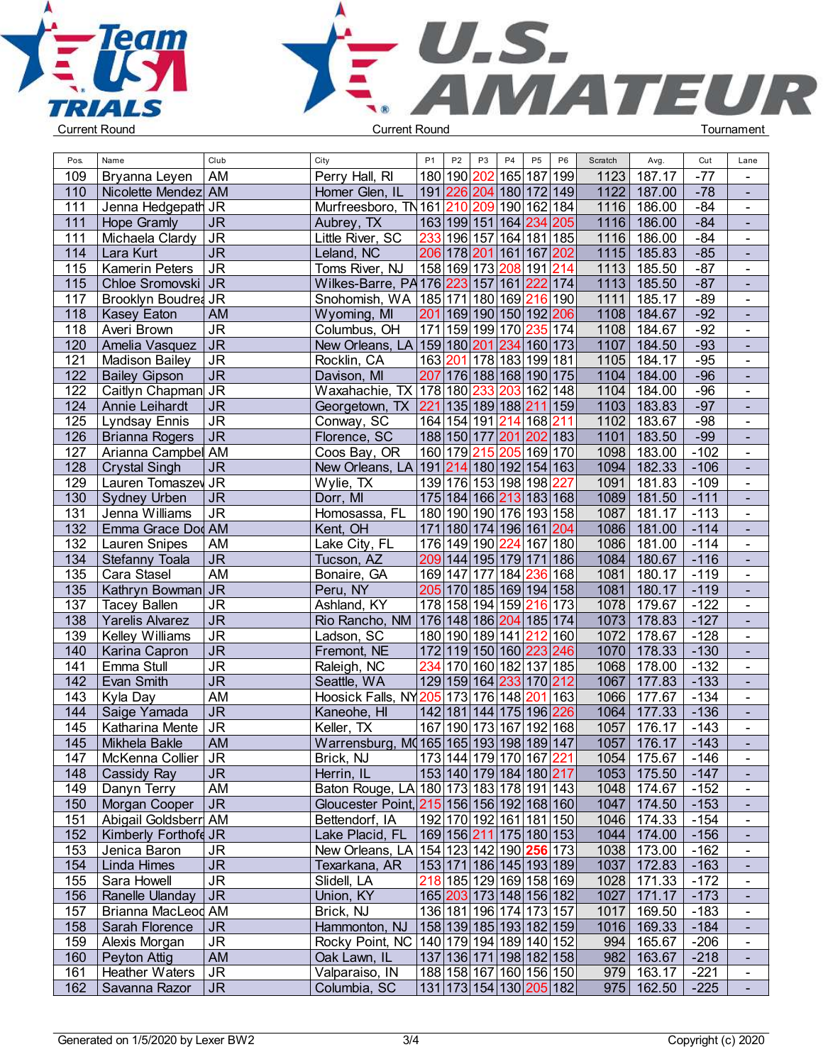Current Round | Current Round | Tournament

| Pos. | Name | Club | City | P1 | P2 | P3 | P4 | P5 | P6 | Scratch | Avg. | Cut | Lane |
|---|---|---|---|---|---|---|---|---|---|---|---|---|---|
| 109 | Bryanna Leyen | AM | Perry Hall, RI | 180 | 190 | 202 | 165 | 187 | 199 | 1123 | 187.17 | -77 | - |
| 110 | Nicolette Mendez | AM | Homer Glen, IL | 191 | 226 | 204 | 180 | 172 | 149 | 1122 | 187.00 | -78 | - |
| 111 | Jenna Hedgepath | JR | Murfreesboro, TN | 161 | 210 | 209 | 190 | 162 | 184 | 1116 | 186.00 | -84 | - |
| 111 | Hope Gramly | JR | Aubrey, TX | 163 | 199 | 151 | 164 | 234 | 205 | 1116 | 186.00 | -84 | - |
| 111 | Michaela Clardy | JR | Little River, SC | 233 | 196 | 157 | 164 | 181 | 185 | 1116 | 186.00 | -84 | - |
| 114 | Lara Kurt | JR | Leland, NC | 206 | 178 | 201 | 161 | 167 | 202 | 1115 | 185.83 | -85 | - |
| 115 | Kamerin Peters | JR | Toms River, NJ | 158 | 169 | 173 | 208 | 191 | 214 | 1113 | 185.50 | -87 | - |
| 115 | Chloe Sromovski | JR | Wilkes-Barre, PA | 176 | 223 | 157 | 161 | 222 | 174 | 1113 | 185.50 | -87 | - |
| 117 | Brooklyn Boudrea | JR | Snohomish, WA | 185 | 171 | 180 | 169 | 216 | 190 | 1111 | 185.17 | -89 | - |
| 118 | Kasey Eaton | AM | Wyoming, MI | 201 | 169 | 190 | 150 | 192 | 206 | 1108 | 184.67 | -92 | - |
| 118 | Averi Brown | JR | Columbus, OH | 171 | 159 | 199 | 170 | 235 | 174 | 1108 | 184.67 | -92 | - |
| 120 | Amelia Vasquez | JR | New Orleans, LA | 159 | 180 | 201 | 234 | 160 | 173 | 1107 | 184.50 | -93 | - |
| 121 | Madison Bailey | JR | Rocklin, CA | 163 | 201 | 178 | 183 | 199 | 181 | 1105 | 184.17 | -95 | - |
| 122 | Bailey Gipson | JR | Davison, MI | 207 | 176 | 188 | 168 | 190 | 175 | 1104 | 184.00 | -96 | - |
| 122 | Caitlyn Chapman | JR | Waxahachie, TX | 178 | 180 | 233 | 203 | 162 | 148 | 1104 | 184.00 | -96 | - |
| 124 | Annie Leihardt | JR | Georgetown, TX | 221 | 135 | 189 | 188 | 211 | 159 | 1103 | 183.83 | -97 | - |
| 125 | Lyndsay Ennis | JR | Conway, SC | 164 | 154 | 191 | 214 | 168 | 211 | 1102 | 183.67 | -98 | - |
| 126 | Brianna Rogers | JR | Florence, SC | 188 | 150 | 177 | 201 | 202 | 183 | 1101 | 183.50 | -99 | - |
| 127 | Arianna Campbel | AM | Coos Bay, OR | 160 | 179 | 215 | 205 | 169 | 170 | 1098 | 183.00 | -102 | - |
| 128 | Crystal Singh | JR | New Orleans, LA | 191 | 214 | 180 | 192 | 154 | 163 | 1094 | 182.33 | -106 | - |
| 129 | Lauren Tomaszev | JR | Wylie, TX | 139 | 176 | 153 | 198 | 198 | 227 | 1091 | 181.83 | -109 | - |
| 130 | Sydney Urben | JR | Dorr, MI | 175 | 184 | 166 | 213 | 183 | 168 | 1089 | 181.50 | -111 | - |
| 131 | Jenna Williams | JR | Homosassa, FL | 180 | 190 | 190 | 176 | 193 | 158 | 1087 | 181.17 | -113 | - |
| 132 | Emma Grace Doo | AM | Kent, OH | 171 | 180 | 174 | 196 | 161 | 204 | 1086 | 181.00 | -114 | - |
| 132 | Lauren Snipes | AM | Lake City, FL | 176 | 149 | 190 | 224 | 167 | 180 | 1086 | 181.00 | -114 | - |
| 134 | Stefanny Toala | JR | Tucson, AZ | 209 | 144 | 195 | 179 | 171 | 186 | 1084 | 180.67 | -116 | - |
| 135 | Cara Stasel | AM | Bonaire, GA | 169 | 147 | 177 | 184 | 236 | 168 | 1081 | 180.17 | -119 | - |
| 135 | Kathryn Bowman | JR | Peru, NY | 205 | 170 | 185 | 169 | 194 | 158 | 1081 | 180.17 | -119 | - |
| 137 | Tacey Ballen | JR | Ashland, KY | 178 | 158 | 194 | 159 | 216 | 173 | 1078 | 179.67 | -122 | - |
| 138 | Yarelis Alvarez | JR | Rio Rancho, NM | 176 | 148 | 186 | 204 | 185 | 174 | 1073 | 178.83 | -127 | - |
| 139 | Kelley Williams | JR | Ladson, SC | 180 | 190 | 189 | 141 | 212 | 160 | 1072 | 178.67 | -128 | - |
| 140 | Karina Capron | JR | Fremont, NE | 172 | 119 | 150 | 160 | 223 | 246 | 1070 | 178.33 | -130 | - |
| 141 | Emma Stull | JR | Raleigh, NC | 234 | 170 | 160 | 182 | 137 | 185 | 1068 | 178.00 | -132 | - |
| 142 | Evan Smith | JR | Seattle, WA | 129 | 159 | 164 | 233 | 170 | 212 | 1067 | 177.83 | -133 | - |
| 143 | Kyla Day | AM | Hoosick Falls, NY | 205 | 173 | 176 | 148 | 201 | 163 | 1066 | 177.67 | -134 | - |
| 144 | Saige Yamada | JR | Kaneohe, HI | 142 | 181 | 144 | 175 | 196 | 226 | 1064 | 177.33 | -136 | - |
| 145 | Katharina Mente | JR | Keller, TX | 167 | 190 | 173 | 167 | 192 | 168 | 1057 | 176.17 | -143 | - |
| 145 | Mikhela Bakle | AM | Warrensburg, MO | 165 | 165 | 193 | 198 | 189 | 147 | 1057 | 176.17 | -143 | - |
| 147 | McKenna Collier | JR | Brick, NJ | 173 | 144 | 179 | 170 | 167 | 221 | 1054 | 175.67 | -146 | - |
| 148 | Cassidy Ray | JR | Herrin, IL | 153 | 140 | 179 | 184 | 180 | 217 | 1053 | 175.50 | -147 | - |
| 149 | Danyn Terry | AM | Baton Rouge, LA | 180 | 173 | 183 | 178 | 191 | 143 | 1048 | 174.67 | -152 | - |
| 150 | Morgan Cooper | JR | Gloucester Point, | 215 | 156 | 156 | 192 | 168 | 160 | 1047 | 174.50 | -153 | - |
| 151 | Abigail Goldsberr | AM | Bettendorf, IA | 192 | 170 | 192 | 161 | 181 | 150 | 1046 | 174.33 | -154 | - |
| 152 | Kimberly Forthofe | JR | Lake Placid, FL | 169 | 156 | 211 | 175 | 180 | 153 | 1044 | 174.00 | -156 | - |
| 153 | Jenica Baron | JR | New Orleans, LA | 154 | 123 | 142 | 190 | **256** | 173 | 1038 | 173.00 | -162 | - |
| 154 | Linda Himes | JR | Texarkana, AR | 153 | 171 | 186 | 145 | 193 | 189 | 1037 | 172.83 | -163 | - |
| 155 | Sara Howell | JR | Slidell, LA | 218 | 185 | 129 | 169 | 158 | 169 | 1028 | 171.33 | -172 | - |
| 156 | Ranelle Ulanday | JR | Union, KY | 165 | 203 | 173 | 148 | 156 | 182 | 1027 | 171.17 | -173 | - |
| 157 | Brianna MacLeod | AM | Brick, NJ | 136 | 181 | 196 | 174 | 173 | 157 | 1017 | 169.50 | -183 | - |
| 158 | Sarah Florence | JR | Hammonton, NJ | 158 | 139 | 185 | 193 | 182 | 159 | 1016 | 169.33 | -184 | - |
| 159 | Alexis Morgan | JR | Rocky Point, NC | 140 | 179 | 194 | 189 | 140 | 152 | 994 | 165.67 | -206 | - |
| 160 | Peyton Attig | AM | Oak Lawn, IL | 137 | 136 | 171 | 198 | 182 | 158 | 982 | 163.67 | -218 | - |
| 161 | Heather Waters | JR | Valparaiso, IN | 188 | 158 | 167 | 160 | 156 | 150 | 979 | 163.17 | -221 | - |
| 162 | Savanna Razor | JR | Columbia, SC | 131 | 173 | 154 | 130 | 205 | 182 | 975 | 162.50 | -225 | - |

Generated on 1/5/2020 by Lexer BW2 | Copyright (c) 2020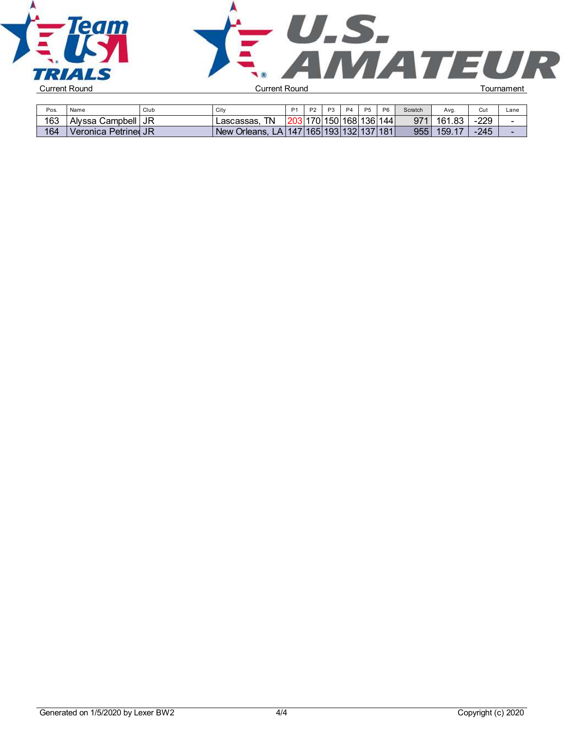Current Round — Current Round — Tournament

| Pos. | Name | Club | City | P1 | P2 | P3 | P4 | P5 | P6 | Scratch | Avg. | Cut | Lane |
|---|---|---|---|---|---|---|---|---|---|---|---|---|---|
| 163 | Alyssa Campbell | JR | Lascassas, TN | 203 | 170 | 150 | 168 | 136 | 144 | 971 | 161.83 | -229 | - |
| 164 | Veronica Petrine | JR | New Orleans, LA | 147 | 165 | 193 | 132 | 137 | 181 | 955 | 159.17 | -245 | - |

Generated on 1/5/2020 by Lexer BW2 — Copyright (c) 2020